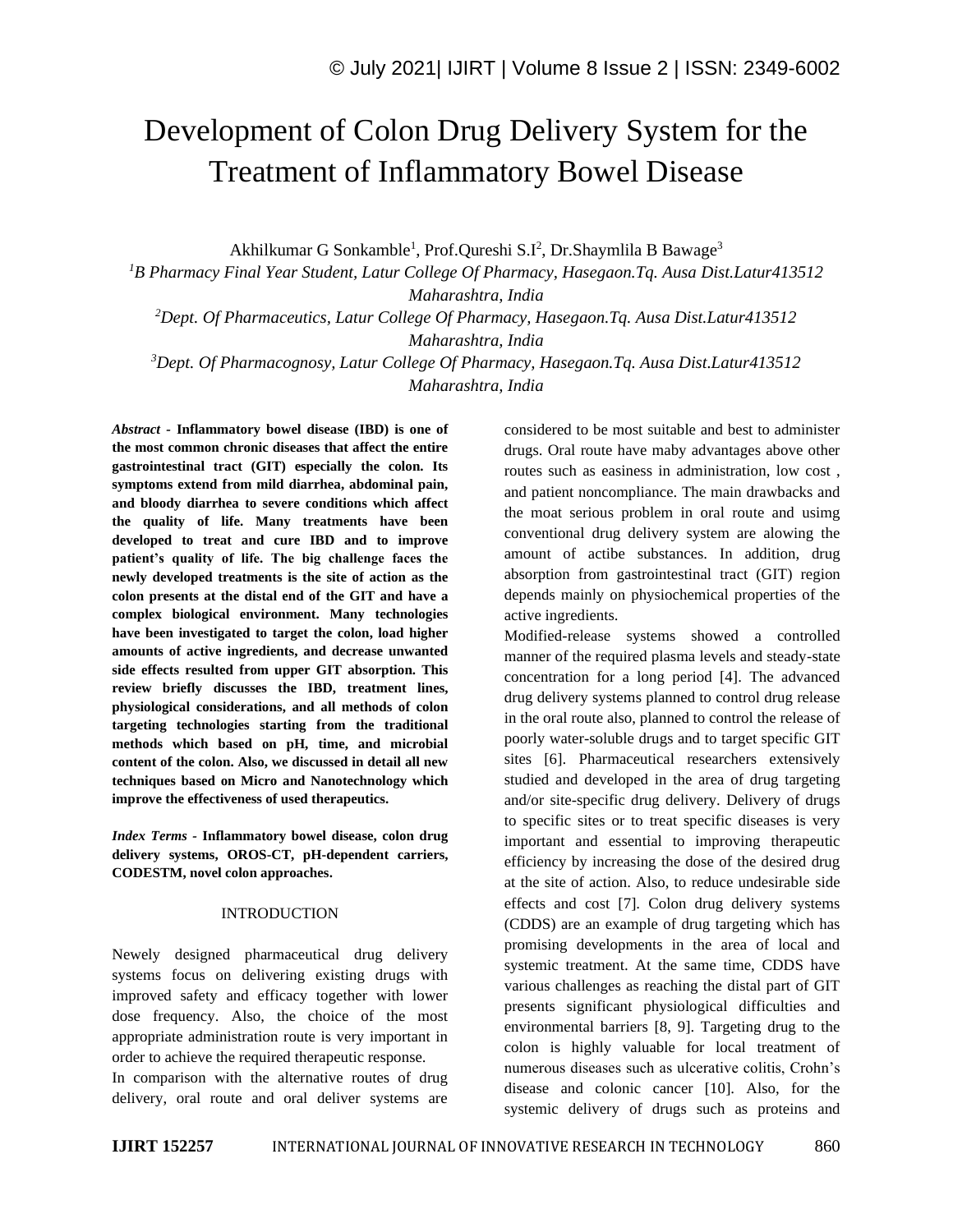# Development of Colon Drug Delivery System for the Treatment of Inflammatory Bowel Disease

Akhilkumar G Sonkamble[1], Prof.Qureshi S.I[2], Dr.Shaymlila B Bawage[3]

[1]*B Pharmacy Final Year Student, Latur College Of Pharmacy, Hasegaon.Tq. Ausa Dist.Latur413512 Maharashtra, India*

[2]*Dept. Of Pharmaceutics, Latur College Of Pharmacy, Hasegaon.Tq. Ausa Dist.Latur413512 Maharashtra, India*

[3]*Dept. Of Pharmacognosy, Latur College Of Pharmacy, Hasegaon.Tq. Ausa Dist.Latur413512 Maharashtra, India*

***Abstract* - Inflammatory bowel disease (IBD) is one of the most common chronic diseases that affect the entire gastrointestinal tract (GIT) especially the colon. Its symptoms extend from mild diarrhea, abdominal pain, and bloody diarrhea to severe conditions which affect the quality of life. Many treatments have been developed to treat and cure IBD and to improve patient's quality of life. The big challenge faces the newly developed treatments is the site of action as the colon presents at the distal end of the GIT and have a complex biological environment. Many technologies have been investigated to target the colon, load higher amounts of active ingredients, and decrease unwanted side effects resulted from upper GIT absorption. This review briefly discusses the IBD, treatment lines, physiological considerations, and all methods of colon targeting technologies starting from the traditional methods which based on pH, time, and microbial content of the colon. Also, we discussed in detail all new techniques based on Micro and Nanotechnology which improve the effectiveness of used therapeutics.**

***Index Terms* - Inflammatory bowel disease, colon drug delivery systems, OROS-CT, pH-dependent carriers, CODESTM, novel colon approaches.**

## INTRODUCTION

Newly designed pharmaceutical drug delivery systems focus on delivering existing drugs with improved safety and efficacy together with lower dose frequency. Also, the choice of the most appropriate administration route is very important in order to achieve the required therapeutic response.

In comparison with the alternative routes of drug delivery, oral route and oral deliver systems are considered to be most suitable and best to administer drugs. Oral route have maby advantages above other routes such as easiness in administration, low cost , and patient noncompliance. The main drawbacks and the moat serious problem in oral route and usimg conventional drug delivery system are alowing the amount of actibe substances. In addition, drug absorption from gastrointestinal tract (GIT) region depends mainly on physiochemical properties of the active ingredients.

Modified-release systems showed a controlled manner of the required plasma levels and steady-state concentration for a long period [4]. The advanced drug delivery systems planned to control drug release in the oral route also, planned to control the release of poorly water-soluble drugs and to target specific GIT sites [6]. Pharmaceutical researchers extensively studied and developed in the area of drug targeting and/or site-specific drug delivery. Delivery of drugs to specific sites or to treat specific diseases is very important and essential to improving therapeutic efficiency by increasing the dose of the desired drug at the site of action. Also, to reduce undesirable side effects and cost [7]. Colon drug delivery systems (CDDS) are an example of drug targeting which has promising developments in the area of local and systemic treatment. At the same time, CDDS have various challenges as reaching the distal part of GIT presents significant physiological difficulties and environmental barriers [8, 9]. Targeting drug to the colon is highly valuable for local treatment of numerous diseases such as ulcerative colitis, Crohn's disease and colonic cancer [10]. Also, for the systemic delivery of drugs such as proteins and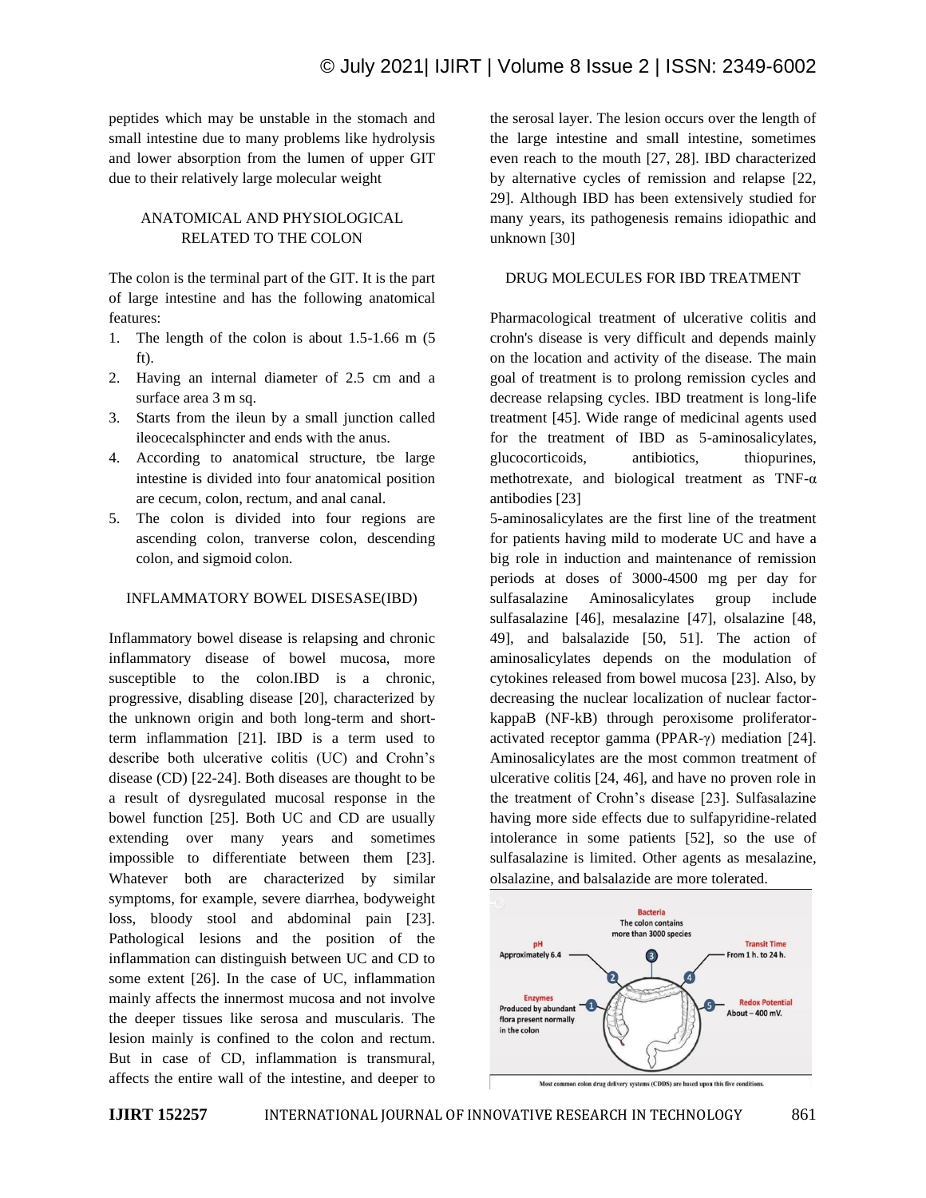peptides which may be unstable in the stomach and small intestine due to many problems like hydrolysis and lower absorption from the lumen of upper GIT due to their relatively large molecular weight

## ANATOMICAL AND PHYSIOLOGICAL RELATED TO THE COLON

The colon is the terminal part of the GIT. It is the part of large intestine and has the following anatomical features:

1. The length of the colon is about 1.5-1.66 m (5 ft).
2. Having an internal diameter of 2.5 cm and a surface area 3 m sq.
3. Starts from the ileun by a small junction called ileocecalsphincter and ends with the anus.
4. According to anatomical structure, tbe large intestine is divided into four anatomical position are cecum, colon, rectum, and anal canal.
5. The colon is divided into four regions are ascending colon, tranverse colon, descending colon, and sigmoid colon.

## INFLAMMATORY BOWEL DISESASE(IBD)

Inflammatory bowel disease is relapsing and chronic inflammatory disease of bowel mucosa, more susceptible to the colon.IBD is a chronic, progressive, disabling disease [20], characterized by the unknown origin and both long-term and short-term inflammation [21]. IBD is a term used to describe both ulcerative colitis (UC) and Crohn's disease (CD) [22-24]. Both diseases are thought to be a result of dysregulated mucosal response in the bowel function [25]. Both UC and CD are usually extending over many years and sometimes impossible to differentiate between them [23]. Whatever both are characterized by similar symptoms, for example, severe diarrhea, bodyweight loss, bloody stool and abdominal pain [23]. Pathological lesions and the position of the inflammation can distinguish between UC and CD to some extent [26]. In the case of UC, inflammation mainly affects the innermost mucosa and not involve the deeper tissues like serosa and muscularis. The lesion mainly is confined to the colon and rectum. But in case of CD, inflammation is transmural, affects the entire wall of the intestine, and deeper to the serosal layer. The lesion occurs over the length of the large intestine and small intestine, sometimes even reach to the mouth [27, 28]. IBD characterized by alternative cycles of remission and relapse [22, 29]. Although IBD has been extensively studied for many years, its pathogenesis remains idiopathic and unknown [30]

## DRUG MOLECULES FOR IBD TREATMENT

Pharmacological treatment of ulcerative colitis and crohn's disease is very difficult and depends mainly on the location and activity of the disease. The main goal of treatment is to prolong remission cycles and decrease relapsing cycles. IBD treatment is long-life treatment [45]. Wide range of medicinal agents used for the treatment of IBD as 5-aminosalicylates, glucocorticoids, antibiotics, thiopurines, methotrexate, and biological treatment as TNF-α antibodies [23]

5-aminosalicylates are the first line of the treatment for patients having mild to moderate UC and have a big role in induction and maintenance of remission periods at doses of 3000-4500 mg per day for sulfasalazine Aminosalicylates group include sulfasalazine [46], mesalazine [47], olsalazine [48, 49], and balsalazide [50, 51]. The action of aminosalicylates depends on the modulation of cytokines released from bowel mucosa [23]. Also, by decreasing the nuclear localization of nuclear factor-kappaB (NF-kB) through peroxisome proliferator-activated receptor gamma (PPAR-γ) mediation [24]. Aminosalicylates are the most common treatment of ulcerative colitis [24, 46], and have no proven role in the treatment of Crohn's disease [23]. Sulfasalazine having more side effects due to sulfapyridine-related intolerance in some patients [52], so the use of sulfasalazine is limited. Other agents as mesalazine, olsalazine, and balsalazide are more tolerated.

Most common colon drug delivery systems (CDDS) are based upon this five conditions.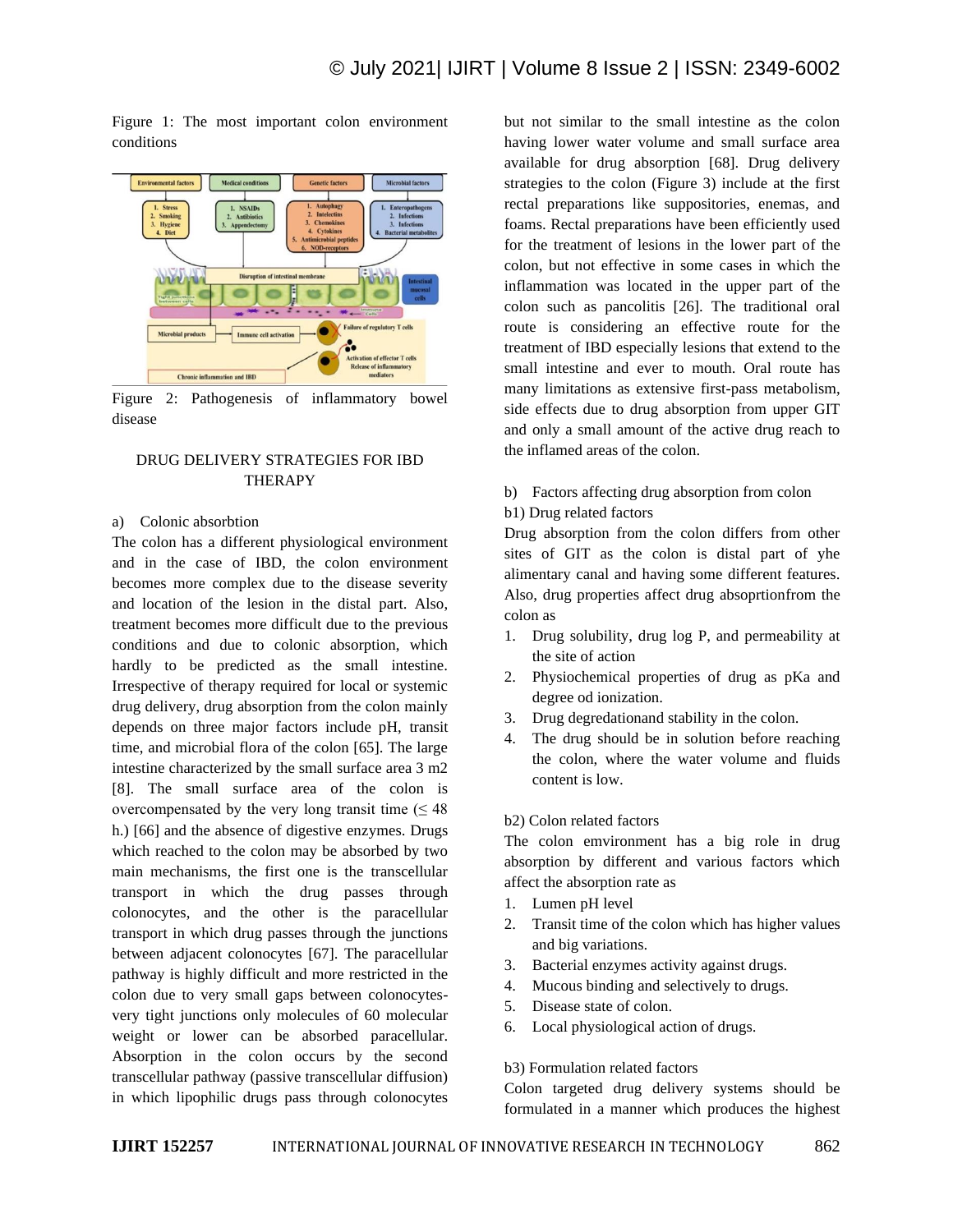Figure 1: The most important colon environment conditions

Figure 2: Pathogenesis of inflammatory bowel disease

## DRUG DELIVERY STRATEGIES FOR IBD THERAPY

a) Colonic absorbtion

The colon has a different physiological environment and in the case of IBD, the colon environment becomes more complex due to the disease severity and location of the lesion in the distal part. Also, treatment becomes more difficult due to the previous conditions and due to colonic absorption, which hardly to be predicted as the small intestine. Irrespective of therapy required for local or systemic drug delivery, drug absorption from the colon mainly depends on three major factors include pH, transit time, and microbial flora of the colon [65]. The large intestine characterized by the small surface area 3 m2 [8]. The small surface area of the colon is overcompensated by the very long transit time (≤ 48 h.) [66] and the absence of digestive enzymes. Drugs which reached to the colon may be absorbed by two main mechanisms, the first one is the transcellular transport in which the drug passes through colonocytes, and the other is the paracellular transport in which drug passes through the junctions between adjacent colonocytes [67]. The paracellular pathway is highly difficult and more restricted in the colon due to very small gaps between colonocytes-very tight junctions only molecules of 60 molecular weight or lower can be absorbed paracellular. Absorption in the colon occurs by the second transcellular pathway (passive transcellular diffusion) in which lipophilic drugs pass through colonocytes but not similar to the small intestine as the colon having lower water volume and small surface area available for drug absorption [68]. Drug delivery strategies to the colon (Figure 3) include at the first rectal preparations like suppositories, enemas, and foams. Rectal preparations have been efficiently used for the treatment of lesions in the lower part of the colon, but not effective in some cases in which the inflammation was located in the upper part of the colon such as pancolitis [26]. The traditional oral route is considering an effective route for the treatment of IBD especially lesions that extend to the small intestine and ever to mouth. Oral route has many limitations as extensive first-pass metabolism, side effects due to drug absorption from upper GIT and only a small amount of the active drug reach to the inflamed areas of the colon.

b) Factors affecting drug absorption from colon

b1) Drug related factors

Drug absorption from the colon differs from other sites of GIT as the colon is distal part of yhe alimentary canal and having some different features. Also, drug properties affect drug absoprtionfrom the colon as

1. Drug solubility, drug log P, and permeability at the site of action
2. Physiochemical properties of drug as pKa and degree od ionization.
3. Drug degredationand stability in the colon.
4. The drug should be in solution before reaching the colon, where the water volume and fluids content is low.

b2) Colon related factors

The colon emvironment has a big role in drug absorption by different and various factors which affect the absorption rate as

1. Lumen pH level
2. Transit time of the colon which has higher values and big variations.
3. Bacterial enzymes activity against drugs.
4. Mucous binding and selectively to drugs.
5. Disease state of colon.
6. Local physiological action of drugs.

b3) Formulation related factors

Colon targeted drug delivery systems should be formulated in a manner which produces the highest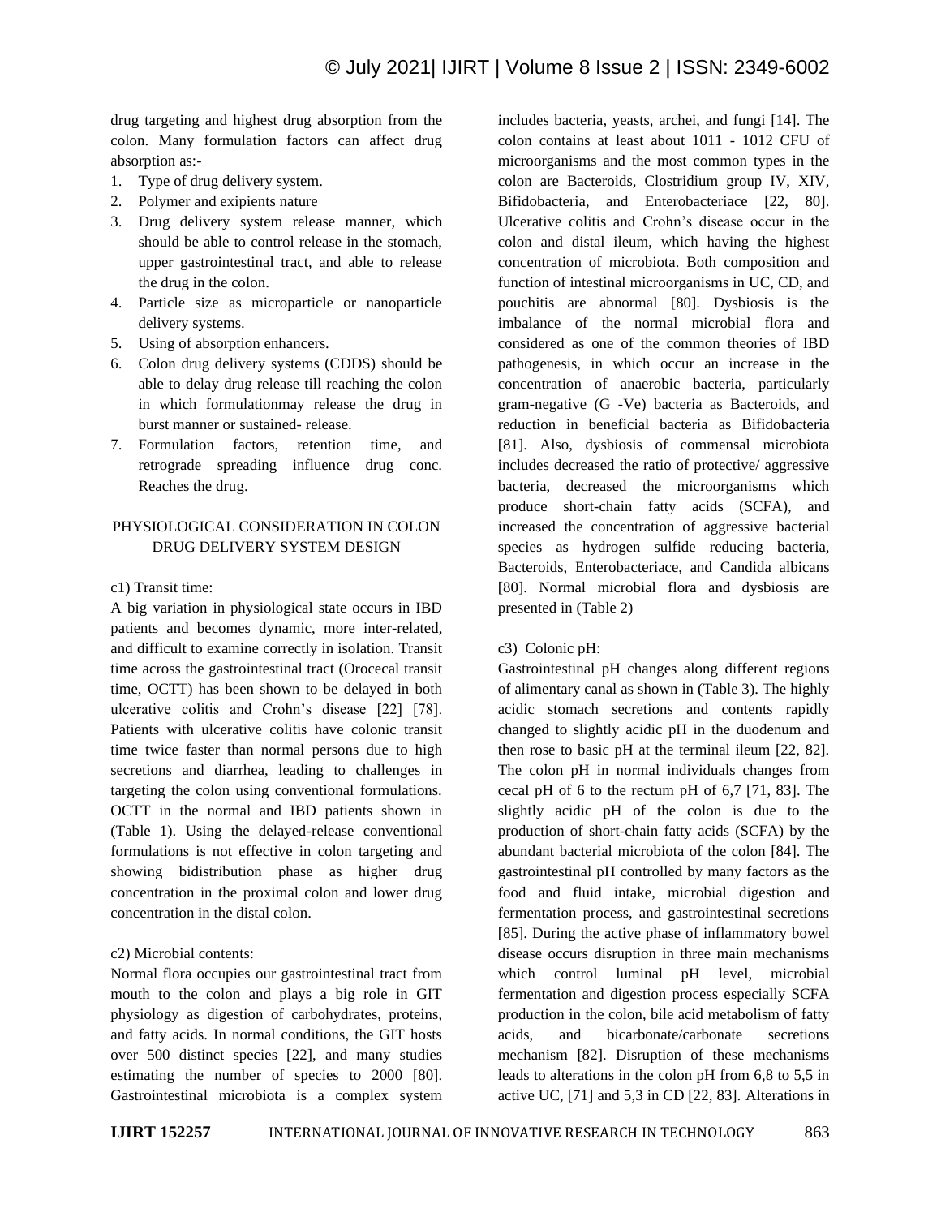drug targeting and highest drug absorption from the colon. Many formulation factors can affect drug absorption as:-

1. Type of drug delivery system.
2. Polymer and exipients nature
3. Drug delivery system release manner, which should be able to control release in the stomach, upper gastrointestinal tract, and able to release the drug in the colon.
4. Particle size as microparticle or nanoparticle delivery systems.
5. Using of absorption enhancers.
6. Colon drug delivery systems (CDDS) should be able to delay drug release till reaching the colon in which formulationmay release the drug in burst manner or sustained- release.
7. Formulation factors, retention time, and retrograde spreading influence drug conc. Reaches the drug.

## PHYSIOLOGICAL CONSIDERATION IN COLON DRUG DELIVERY SYSTEM DESIGN

c1) Transit time:

A big variation in physiological state occurs in IBD patients and becomes dynamic, more inter-related, and difficult to examine correctly in isolation. Transit time across the gastrointestinal tract (Orocecal transit time, OCTT) has been shown to be delayed in both ulcerative colitis and Crohn's disease [22] [78]. Patients with ulcerative colitis have colonic transit time twice faster than normal persons due to high secretions and diarrhea, leading to challenges in targeting the colon using conventional formulations. OCTT in the normal and IBD patients shown in (Table 1). Using the delayed-release conventional formulations is not effective in colon targeting and showing bidistribution phase as higher drug concentration in the proximal colon and lower drug concentration in the distal colon.

c2) Microbial contents:

Normal flora occupies our gastrointestinal tract from mouth to the colon and plays a big role in GIT physiology as digestion of carbohydrates, proteins, and fatty acids. In normal conditions, the GIT hosts over 500 distinct species [22], and many studies estimating the number of species to 2000 [80]. Gastrointestinal microbiota is a complex system includes bacteria, yeasts, archei, and fungi [14]. The colon contains at least about 1011 - 1012 CFU of microorganisms and the most common types in the colon are Bacteroids, Clostridium group IV, XIV, Bifidobacteria, and Enterobacteriace [22, 80]. Ulcerative colitis and Crohn's disease occur in the colon and distal ileum, which having the highest concentration of microbiota. Both composition and function of intestinal microorganisms in UC, CD, and pouchitis are abnormal [80]. Dysbiosis is the imbalance of the normal microbial flora and considered as one of the common theories of IBD pathogenesis, in which occur an increase in the concentration of anaerobic bacteria, particularly gram-negative (G -Ve) bacteria as Bacteroids, and reduction in beneficial bacteria as Bifidobacteria [81]. Also, dysbiosis of commensal microbiota includes decreased the ratio of protective/ aggressive bacteria, decreased the microorganisms which produce short-chain fatty acids (SCFA), and increased the concentration of aggressive bacterial species as hydrogen sulfide reducing bacteria, Bacteroids, Enterobacteriace, and Candida albicans [80]. Normal microbial flora and dysbiosis are presented in (Table 2)

c3) Colonic pH:

Gastrointestinal pH changes along different regions of alimentary canal as shown in (Table 3). The highly acidic stomach secretions and contents rapidly changed to slightly acidic pH in the duodenum and then rose to basic pH at the terminal ileum [22, 82]. The colon pH in normal individuals changes from cecal pH of 6 to the rectum pH of 6,7 [71, 83]. The slightly acidic pH of the colon is due to the production of short-chain fatty acids (SCFA) by the abundant bacterial microbiota of the colon [84]. The gastrointestinal pH controlled by many factors as the food and fluid intake, microbial digestion and fermentation process, and gastrointestinal secretions [85]. During the active phase of inflammatory bowel disease occurs disruption in three main mechanisms which control luminal pH level, microbial fermentation and digestion process especially SCFA production in the colon, bile acid metabolism of fatty acids, and bicarbonate/carbonate secretions mechanism [82]. Disruption of these mechanisms leads to alterations in the colon pH from 6,8 to 5,5 in active UC, [71] and 5,3 in CD [22, 83]. Alterations in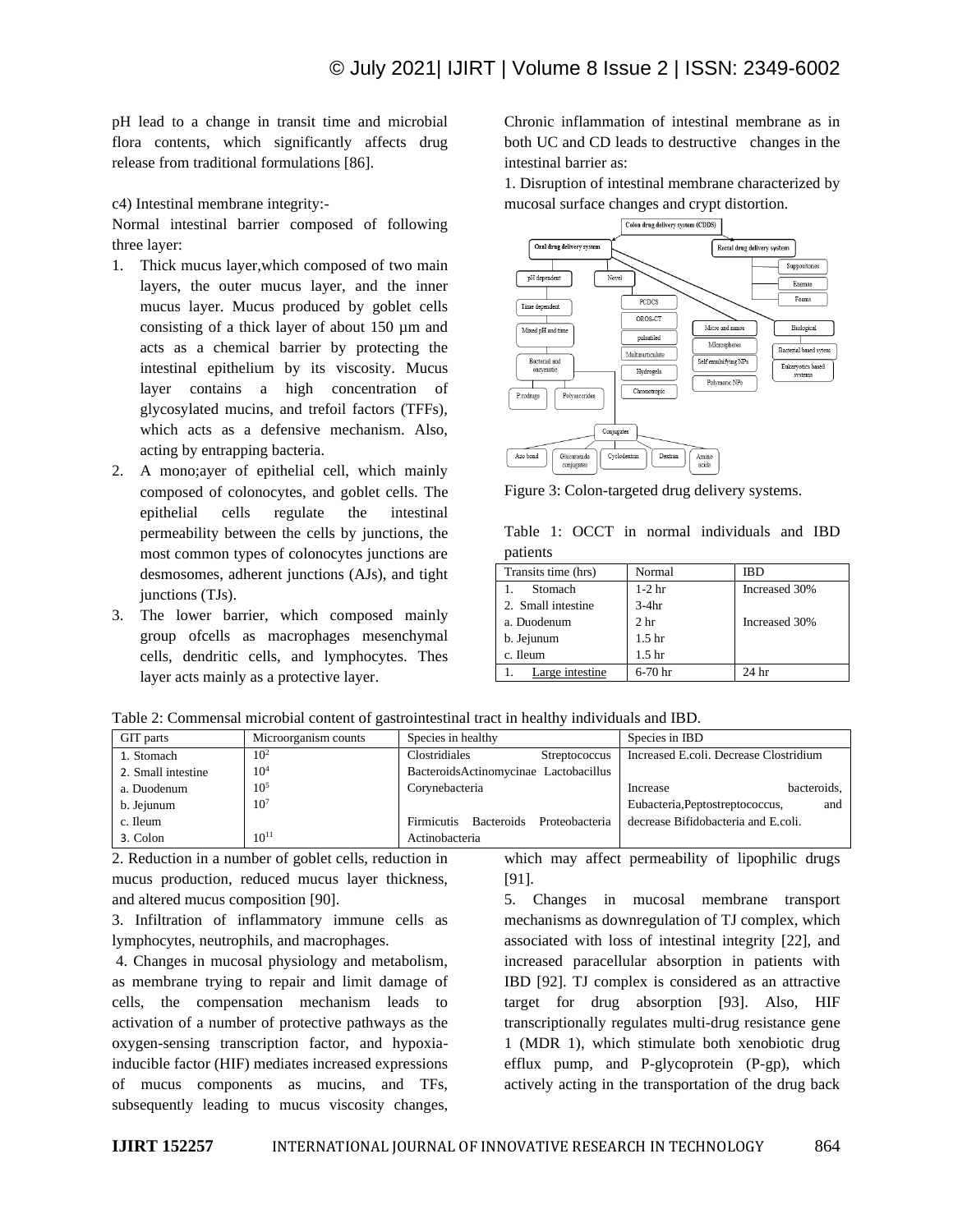pH lead to a change in transit time and microbial flora contents, which significantly affects drug release from traditional formulations [86].

c4) Intestinal membrane integrity:-

Normal intestinal barrier composed of following three layer:

1. Thick mucus layer,which composed of two main layers, the outer mucus layer, and the inner mucus layer. Mucus produced by goblet cells consisting of a thick layer of about 150 µm and acts as a chemical barrier by protecting the intestinal epithelium by its viscosity. Mucus layer contains a high concentration of glycosylated mucins, and trefoil factors (TFFs), which acts as a defensive mechanism. Also, acting by entrapping bacteria.
2. A mono;ayer of epithelial cell, which mainly composed of colonocytes, and goblet cells. The epithelial cells regulate the intestinal permeability between the cells by junctions, the most common types of colonocytes junctions are desmosomes, adherent junctions (AJs), and tight junctions (TJs).
3. The lower barrier, which composed mainly group ofcells as macrophages mesenchymal cells, dendritic cells, and lymphocytes. Thes layer acts mainly as a protective layer.

Chronic inflammation of intestinal membrane as in both UC and CD leads to destructive changes in the intestinal barrier as:

1. Disruption of intestinal membrane characterized by mucosal surface changes and crypt distortion.

Figure 3: Colon-targeted drug delivery systems.

Table 1: OCCT in normal individuals and IBD patients

| Transits time (hrs) | Normal | IBD |
|---|---|---|
| 1. Stomach | 1-2 hr | Increased 30% |
| 2. Small intestine | 3-4hr | |
| a. Duodenum | 2 hr | Increased 30% |
| b. Jejunum | 1.5 hr | |
| c. Ileum | 1.5 hr | |
| 1. Large intestine | 6-70 hr | 24 hr |

Table 2: Commensal microbial content of gastrointestinal tract in healthy individuals and IBD.

| GIT parts | Microorganism counts | Species in healthy | Species in IBD |
|---|---|---|---|
| 1. Stomach | $10^2$ | Clostridiales Streptococcus | Increased E.coli. Decrease Clostridium |
| 2. Small intestine | $10^4$ | BacteroidsActinomycinae Lactobacillus | |
| a. Duodenum | $10^5$ | Corynebacteria | Increase bacteroids, |
| b. Jejunum | $10^7$ | | Eubacteria,Peptostreptococcus, and |
| c. Ileum | | Firmicutis Bacteroids Proteobacteria | decrease Bifidobacteria and E.coli. |
| 3. Colon | $10^{11}$ | Actinobacteria | |

2. Reduction in a number of goblet cells, reduction in mucus production, reduced mucus layer thickness, and altered mucus composition [90].

3. Infiltration of inflammatory immune cells as lymphocytes, neutrophils, and macrophages.

4. Changes in mucosal physiology and metabolism, as membrane trying to repair and limit damage of cells, the compensation mechanism leads to activation of a number of protective pathways as the oxygen-sensing transcription factor, and hypoxia-inducible factor (HIF) mediates increased expressions of mucus components as mucins, and TFs, subsequently leading to mucus viscosity changes, which may affect permeability of lipophilic drugs [91].

5. Changes in mucosal membrane transport mechanisms as downregulation of TJ complex, which associated with loss of intestinal integrity [22], and increased paracellular absorption in patients with IBD [92]. TJ complex is considered as an attractive target for drug absorption [93]. Also, HIF transcriptionally regulates multi-drug resistance gene 1 (MDR 1), which stimulate both xenobiotic drug efflux pump, and P-glycoprotein (P-gp), which actively acting in the transportation of the drug back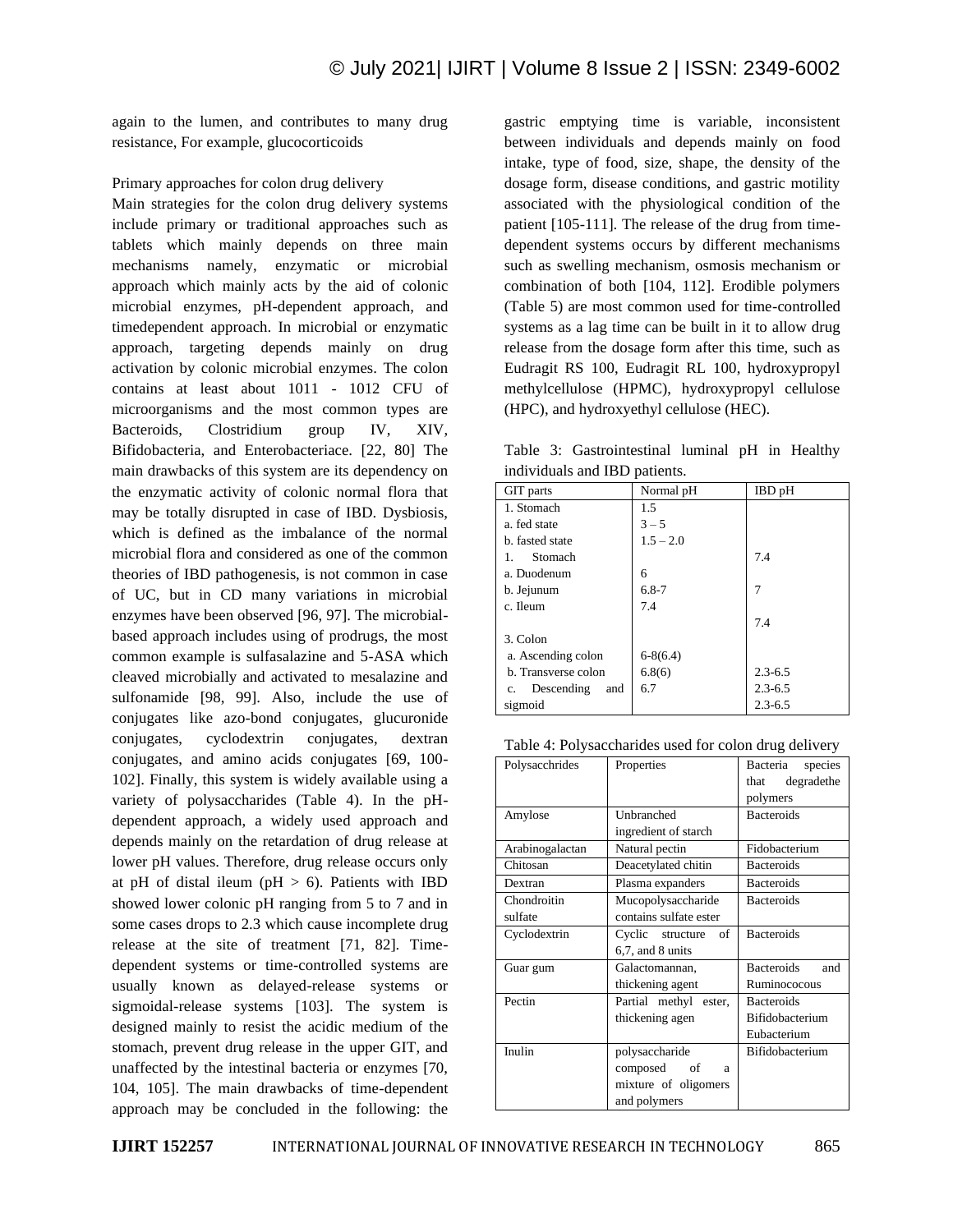again to the lumen, and contributes to many drug resistance, For example, glucocorticoids

Primary approaches for colon drug delivery

Main strategies for the colon drug delivery systems include primary or traditional approaches such as tablets which mainly depends on three main mechanisms namely, enzymatic or microbial approach which mainly acts by the aid of colonic microbial enzymes, pH-dependent approach, and timedependent approach. In microbial or enzymatic approach, targeting depends mainly on drug activation by colonic microbial enzymes. The colon contains at least about 1011 - 1012 CFU of microorganisms and the most common types are Bacteroids, Clostridium group IV, XIV, Bifidobacteria, and Enterobacteriace. [22, 80] The main drawbacks of this system are its dependency on the enzymatic activity of colonic normal flora that may be totally disrupted in case of IBD. Dysbiosis, which is defined as the imbalance of the normal microbial flora and considered as one of the common theories of IBD pathogenesis, is not common in case of UC, but in CD many variations in microbial enzymes have been observed [96, 97]. The microbial-based approach includes using of prodrugs, the most common example is sulfasalazine and 5-ASA which cleaved microbially and activated to mesalazine and sulfonamide [98, 99]. Also, include the use of conjugates like azo-bond conjugates, glucuronide conjugates, cyclodextrin conjugates, dextran conjugates, and amino acids conjugates [69, 100-102]. Finally, this system is widely available using a variety of polysaccharides (Table 4). In the pH-dependent approach, a widely used approach and depends mainly on the retardation of drug release at lower pH values. Therefore, drug release occurs only at pH of distal ileum (pH > 6). Patients with IBD showed lower colonic pH ranging from 5 to 7 and in some cases drops to 2.3 which cause incomplete drug release at the site of treatment [71, 82]. Time-dependent systems or time-controlled systems are usually known as delayed-release systems or sigmoidal-release systems [103]. The system is designed mainly to resist the acidic medium of the stomach, prevent drug release in the upper GIT, and unaffected by the intestinal bacteria or enzymes [70, 104, 105]. The main drawbacks of time-dependent approach may be concluded in the following: the gastric emptying time is variable, inconsistent between individuals and depends mainly on food intake, type of food, size, shape, the density of the dosage form, disease conditions, and gastric motility associated with the physiological condition of the patient [105-111]. The release of the drug from time-dependent systems occurs by different mechanisms such as swelling mechanism, osmosis mechanism or combination of both [104, 112]. Erodible polymers (Table 5) are most common used for time-controlled systems as a lag time can be built in it to allow drug release from the dosage form after this time, such as Eudragit RS 100, Eudragit RL 100, hydroxypropyl methylcellulose (HPMC), hydroxypropyl cellulose (HPC), and hydroxyethyl cellulose (HEC).

Table 3: Gastrointestinal luminal pH in Healthy individuals and IBD patients.

| GIT parts | Normal pH | IBD pH |
|---|---|---|
| 1. Stomach | 1.5 | |
| a. fed state | 3 – 5 | |
| b. fasted state | 1.5 – 2.0 | |
| 1. Stomach | | 7.4 |
| a. Duodenum | 6 | |
| b. Jejunum | 6.8-7 | 7 |
| c. Ileum | 7.4 | |
| | | 7.4 |
| 3. Colon | | |
| a. Ascending colon | 6-8(6.4) | |
| b. Transverse colon | 6.8(6) | 2.3-6.5 |
| c. Descending and sigmoid | 6.7 | 2.3-6.5 |
| | | 2.3-6.5 |

Table 4: Polysaccharides used for colon drug delivery

| Polysacchrides | Properties | Bacteria species that degradethe polymers |
|---|---|---|
| Amylose | Unbranched ingredient of starch | Bacteroids |
| Arabinogalactan | Natural pectin | Fidobacterium |
| Chitosan | Deacetylated chitin | Bacteroids |
| Dextran | Plasma expanders | Bacteroids |
| Chondroitin sulfate | Mucopolysaccharide contains sulfate ester | Bacteroids |
| Cyclodextrin | Cyclic structure of 6,7, and 8 units | Bacteroids |
| Guar gum | Galactomannan, thickening agent | Bacteroids and Ruminococous |
| Pectin | Partial methyl ester, thickening agen | Bacteroids Bifidobacterium Eubacterium |
| Inulin | polysaccharide composed of a mixture of oligomers and polymers | Bifidobacterium |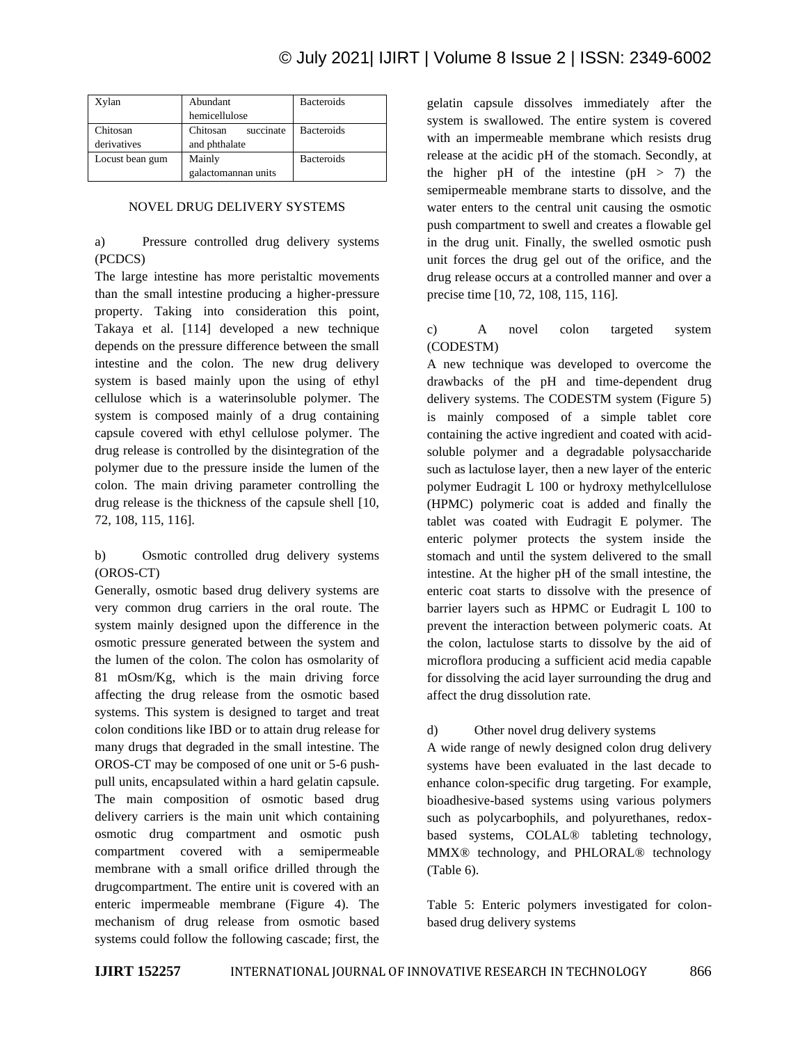| Xylan | Abundant hemicellulose | Bacteroids |
|---|---|---|
| Chitosan derivatives | Chitosan succinate and phthalate | Bacteroids |
| Locust bean gum | Mainly galactomannan units | Bacteroids |

## NOVEL DRUG DELIVERY SYSTEMS

### a) Pressure controlled drug delivery systems (PCDCS)

The large intestine has more peristaltic movements than the small intestine producing a higher-pressure property. Taking into consideration this point, Takaya et al. [114] developed a new technique depends on the pressure difference between the small intestine and the colon. The new drug delivery system is based mainly upon the using of ethyl cellulose which is a waterinsoluble polymer. The system is composed mainly of a drug containing capsule covered with ethyl cellulose polymer. The drug release is controlled by the disintegration of the polymer due to the pressure inside the lumen of the colon. The main driving parameter controlling the drug release is the thickness of the capsule shell [10, 72, 108, 115, 116].

### b) Osmotic controlled drug delivery systems (OROS-CT)

Generally, osmotic based drug delivery systems are very common drug carriers in the oral route. The system mainly designed upon the difference in the osmotic pressure generated between the system and the lumen of the colon. The colon has osmolarity of 81 mOsm/Kg, which is the main driving force affecting the drug release from the osmotic based systems. This system is designed to target and treat colon conditions like IBD or to attain drug release for many drugs that degraded in the small intestine. The OROS-CT may be composed of one unit or 5-6 push-pull units, encapsulated within a hard gelatin capsule. The main composition of osmotic based drug delivery carriers is the main unit which containing osmotic drug compartment and osmotic push compartment covered with a semipermeable membrane with a small orifice drilled through the drugcompartment. The entire unit is covered with an enteric impermeable membrane (Figure 4). The mechanism of drug release from osmotic based systems could follow the following cascade; first, the gelatin capsule dissolves immediately after the system is swallowed. The entire system is covered with an impermeable membrane which resists drug release at the acidic pH of the stomach. Secondly, at the higher pH of the intestine (pH > 7) the semipermeable membrane starts to dissolve, and the water enters to the central unit causing the osmotic push compartment to swell and creates a flowable gel in the drug unit. Finally, the swelled osmotic push unit forces the drug gel out of the orifice, and the drug release occurs at a controlled manner and over a precise time [10, 72, 108, 115, 116].

### c) A novel colon targeted system (CODESTM)

A new technique was developed to overcome the drawbacks of the pH and time-dependent drug delivery systems. The CODESTM system (Figure 5) is mainly composed of a simple tablet core containing the active ingredient and coated with acid-soluble polymer and a degradable polysaccharide such as lactulose layer, then a new layer of the enteric polymer Eudragit L 100 or hydroxy methylcellulose (HPMC) polymeric coat is added and finally the tablet was coated with Eudragit E polymer. The enteric polymer protects the system inside the stomach and until the system delivered to the small intestine. At the higher pH of the small intestine, the enteric coat starts to dissolve with the presence of barrier layers such as HPMC or Eudragit L 100 to prevent the interaction between polymeric coats. At the colon, lactulose starts to dissolve by the aid of microflora producing a sufficient acid media capable for dissolving the acid layer surrounding the drug and affect the drug dissolution rate.

### d) Other novel drug delivery systems

A wide range of newly designed colon drug delivery systems have been evaluated in the last decade to enhance colon-specific drug targeting. For example, bioadhesive-based systems using various polymers such as polycarbophils, and polyurethanes, redox-based systems, COLAL® tableting technology, MMX® technology, and PHLORAL® technology (Table 6).

Table 5: Enteric polymers investigated for colon-based drug delivery systems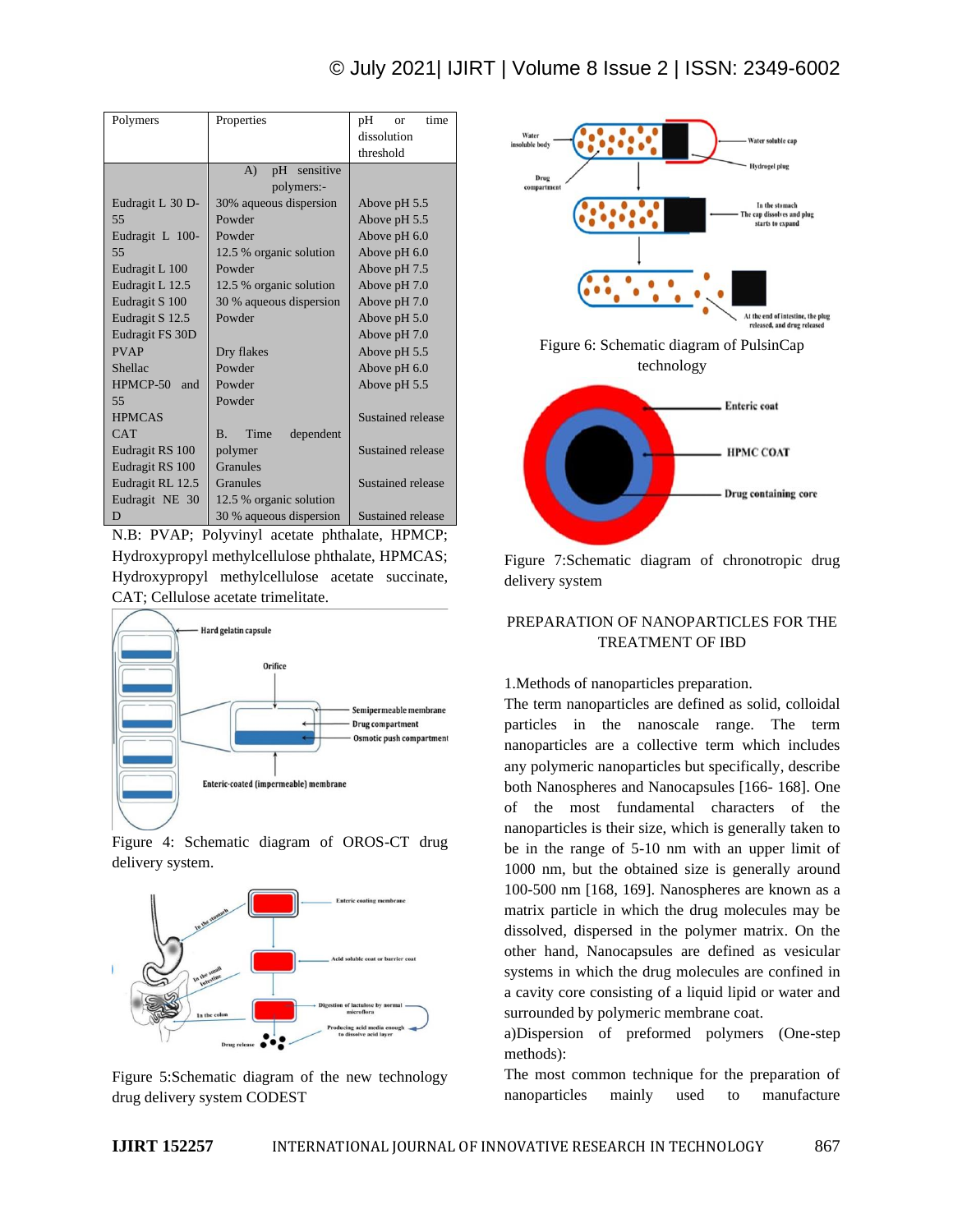| Polymers | Properties | pH or time dissolution threshold |
|---|---|---|
| | A) pH sensitive polymers:- | |
| Eudragit L 30 D-55 | 30% aqueous dispersion | Above pH 5.5 |
| | Powder | Above pH 5.5 |
| Eudragit L 100-55 | Powder | Above pH 6.0 |
| | 12.5 % organic solution | Above pH 6.0 |
| Eudragit L 100 | Powder | Above pH 7.5 |
| Eudragit L 12.5 | 12.5 % organic solution | Above pH 7.0 |
| Eudragit S 100 | 30 % aqueous dispersion | Above pH 7.0 |
| Eudragit S 12.5 | Powder | Above pH 5.0 |
| Eudragit FS 30D | | Above pH 7.0 |
| PVAP | Dry flakes | Above pH 5.5 |
| Shellac | Powder | Above pH 6.0 |
| HPMCP-50 and 55 | Powder | Above pH 5.5 |
| | Powder | |
| HPMCAS | | Sustained release |
| CAT | B. Time dependent polymer | |
| Eudragit RS 100 | | Sustained release |
| Eudragit RS 100 | Granules | |
| Eudragit RL 12.5 | Granules | Sustained release |
| Eudragit NE 30 D | 12.5 % organic solution | |
| | 30 % aqueous dispersion | Sustained release |

N.B: PVAP; Polyvinyl acetate phthalate, HPMCP; Hydroxypropyl methylcellulose phthalate, HPMCAS; Hydroxypropyl methylcellulose acetate succinate, CAT; Cellulose acetate trimelitate.

Figure 4: Schematic diagram of OROS-CT drug delivery system.

Figure 5:Schematic diagram of the new technology drug delivery system CODEST

Figure 6: Schematic diagram of PulsinCap technology

Figure 7:Schematic diagram of chronotropic drug delivery system

## PREPARATION OF NANOPARTICLES FOR THE TREATMENT OF IBD

1.Methods of nanoparticles preparation.

The term nanoparticles are defined as solid, colloidal particles in the nanoscale range. The term nanoparticles are a collective term which includes any polymeric nanoparticles but specifically, describe both Nanospheres and Nanocapsules [166- 168]. One of the most fundamental characters of the nanoparticles is their size, which is generally taken to be in the range of 5-10 nm with an upper limit of 1000 nm, but the obtained size is generally around 100-500 nm [168, 169]. Nanospheres are known as a matrix particle in which the drug molecules may be dissolved, dispersed in the polymer matrix. On the other hand, Nanocapsules are defined as vesicular systems in which the drug molecules are confined in a cavity core consisting of a liquid lipid or water and surrounded by polymeric membrane coat.

a)Dispersion of preformed polymers (One-step methods):

The most common technique for the preparation of nanoparticles mainly used to manufacture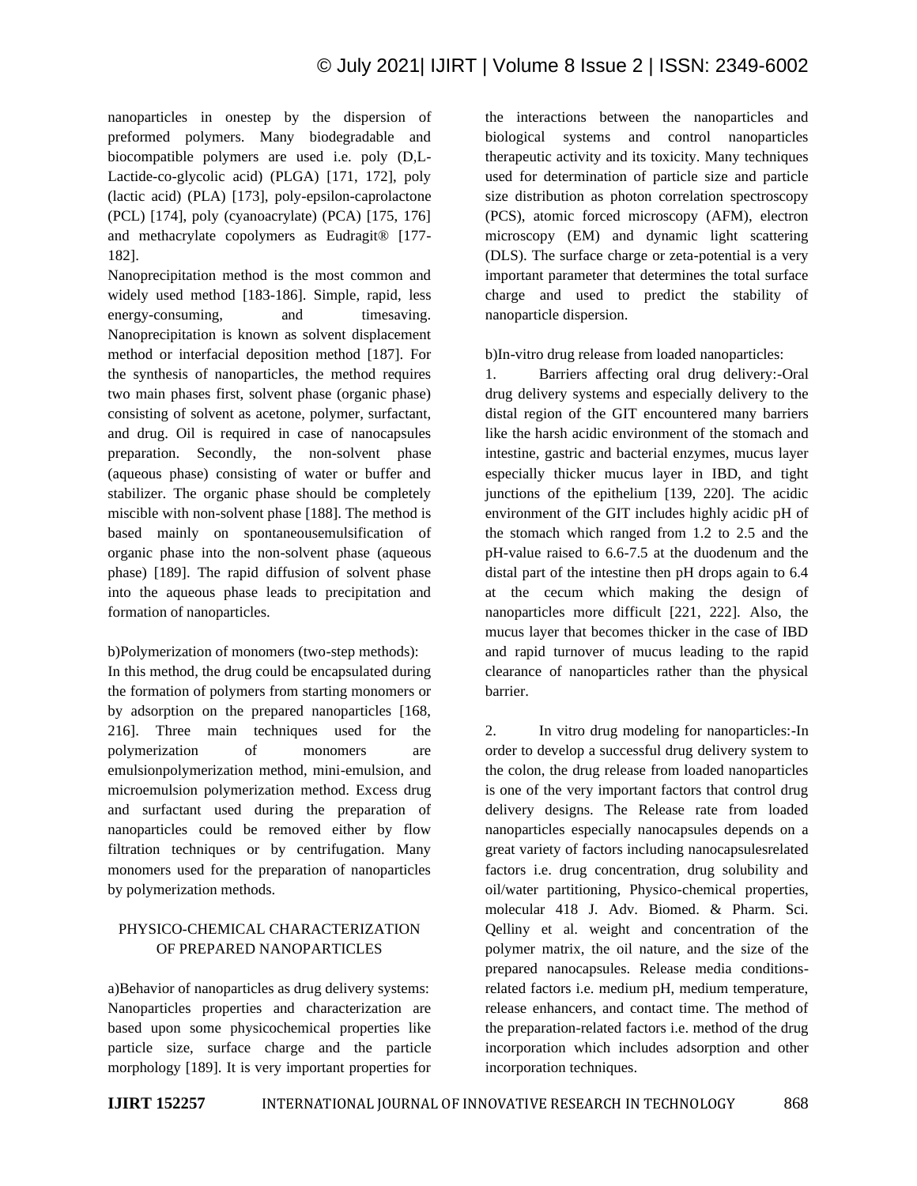nanoparticles in onestep by the dispersion of preformed polymers. Many biodegradable and biocompatible polymers are used i.e. poly (D,L-Lactide-co-glycolic acid) (PLGA) [171, 172], poly (lactic acid) (PLA) [173], poly-epsilon-caprolactone (PCL) [174], poly (cyanoacrylate) (PCA) [175, 176] and methacrylate copolymers as Eudragit® [177-182].

Nanoprecipitation method is the most common and widely used method [183-186]. Simple, rapid, less energy-consuming, and timesaving. Nanoprecipitation is known as solvent displacement method or interfacial deposition method [187]. For the synthesis of nanoparticles, the method requires two main phases first, solvent phase (organic phase) consisting of solvent as acetone, polymer, surfactant, and drug. Oil is required in case of nanocapsules preparation. Secondly, the non-solvent phase (aqueous phase) consisting of water or buffer and stabilizer. The organic phase should be completely miscible with non-solvent phase [188]. The method is based mainly on spontaneousemulsification of organic phase into the non-solvent phase (aqueous phase) [189]. The rapid diffusion of solvent phase into the aqueous phase leads to precipitation and formation of nanoparticles.

b)Polymerization of monomers (two-step methods):

In this method, the drug could be encapsulated during the formation of polymers from starting monomers or by adsorption on the prepared nanoparticles [168, 216]. Three main techniques used for the polymerization of monomers are emulsionpolymerization method, mini-emulsion, and microemulsion polymerization method. Excess drug and surfactant used during the preparation of nanoparticles could be removed either by flow filtration techniques or by centrifugation. Many monomers used for the preparation of nanoparticles by polymerization methods.

## PHYSICO-CHEMICAL CHARACTERIZATION OF PREPARED NANOPARTICLES

a)Behavior of nanoparticles as drug delivery systems:

Nanoparticles properties and characterization are based upon some physicochemical properties like particle size, surface charge and the particle morphology [189]. It is very important properties for the interactions between the nanoparticles and biological systems and control nanoparticles therapeutic activity and its toxicity. Many techniques used for determination of particle size and particle size distribution as photon correlation spectroscopy (PCS), atomic forced microscopy (AFM), electron microscopy (EM) and dynamic light scattering (DLS). The surface charge or zeta-potential is a very important parameter that determines the total surface charge and used to predict the stability of nanoparticle dispersion.

b)In-vitro drug release from loaded nanoparticles:

1. Barriers affecting oral drug delivery:-Oral drug delivery systems and especially delivery to the distal region of the GIT encountered many barriers like the harsh acidic environment of the stomach and intestine, gastric and bacterial enzymes, mucus layer especially thicker mucus layer in IBD, and tight junctions of the epithelium [139, 220]. The acidic environment of the GIT includes highly acidic pH of the stomach which ranged from 1.2 to 2.5 and the pH-value raised to 6.6-7.5 at the duodenum and the distal part of the intestine then pH drops again to 6.4 at the cecum which making the design of nanoparticles more difficult [221, 222]. Also, the mucus layer that becomes thicker in the case of IBD and rapid turnover of mucus leading to the rapid clearance of nanoparticles rather than the physical barrier.

2. In vitro drug modeling for nanoparticles:-In order to develop a successful drug delivery system to the colon, the drug release from loaded nanoparticles is one of the very important factors that control drug delivery designs. The Release rate from loaded nanoparticles especially nanocapsules depends on a great variety of factors including nanocapsulesrelated factors i.e. drug concentration, drug solubility and oil/water partitioning, Physico-chemical properties, molecular 418 J. Adv. Biomed. & Pharm. Sci. Qelliny et al. weight and concentration of the polymer matrix, the oil nature, and the size of the prepared nanocapsules. Release media conditions-related factors i.e. medium pH, medium temperature, release enhancers, and contact time. The method of the preparation-related factors i.e. method of the drug incorporation which includes adsorption and other incorporation techniques.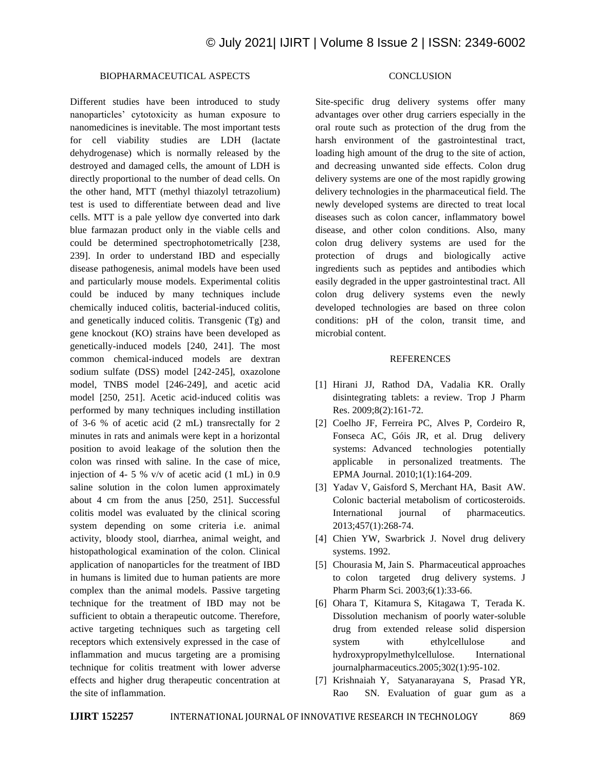## BIOPHARMACEUTICAL ASPECTS

Different studies have been introduced to study nanoparticles' cytotoxicity as human exposure to nanomedicines is inevitable. The most important tests for cell viability studies are LDH (lactate dehydrogenase) which is normally released by the destroyed and damaged cells, the amount of LDH is directly proportional to the number of dead cells. On the other hand, MTT (methyl thiazolyl tetrazolium) test is used to differentiate between dead and live cells. MTT is a pale yellow dye converted into dark blue farmazan product only in the viable cells and could be determined spectrophotometrically [238, 239]. In order to understand IBD and especially disease pathogenesis, animal models have been used and particularly mouse models. Experimental colitis could be induced by many techniques include chemically induced colitis, bacterial-induced colitis, and genetically induced colitis. Transgenic (Tg) and gene knockout (KO) strains have been developed as genetically-induced models [240, 241]. The most common chemical-induced models are dextran sodium sulfate (DSS) model [242-245], oxazolone model, TNBS model [246-249], and acetic acid model [250, 251]. Acetic acid-induced colitis was performed by many techniques including instillation of 3-6 % of acetic acid (2 mL) transrectally for 2 minutes in rats and animals were kept in a horizontal position to avoid leakage of the solution then the colon was rinsed with saline. In the case of mice, injection of 4- 5 % v/v of acetic acid (1 mL) in 0.9 saline solution in the colon lumen approximately about 4 cm from the anus [250, 251]. Successful colitis model was evaluated by the clinical scoring system depending on some criteria i.e. animal activity, bloody stool, diarrhea, animal weight, and histopathological examination of the colon. Clinical application of nanoparticles for the treatment of IBD in humans is limited due to human patients are more complex than the animal models. Passive targeting technique for the treatment of IBD may not be sufficient to obtain a therapeutic outcome. Therefore, active targeting techniques such as targeting cell receptors which extensively expressed in the case of inflammation and mucus targeting are a promising technique for colitis treatment with lower adverse effects and higher drug therapeutic concentration at the site of inflammation.

## CONCLUSION

Site-specific drug delivery systems offer many advantages over other drug carriers especially in the oral route such as protection of the drug from the harsh environment of the gastrointestinal tract, loading high amount of the drug to the site of action, and decreasing unwanted side effects. Colon drug delivery systems are one of the most rapidly growing delivery technologies in the pharmaceutical field. The newly developed systems are directed to treat local diseases such as colon cancer, inflammatory bowel disease, and other colon conditions. Also, many colon drug delivery systems are used for the protection of drugs and biologically active ingredients such as peptides and antibodies which easily degraded in the upper gastrointestinal tract. All colon drug delivery systems even the newly developed technologies are based on three colon conditions: pH of the colon, transit time, and microbial content.

## REFERENCES

[1] Hirani JJ, Rathod DA, Vadalia KR. Orally disintegrating tablets: a review. Trop J Pharm Res. 2009;8(2):161-72.

[2] Coelho JF, Ferreira PC, Alves P, Cordeiro R, Fonseca AC, Góis JR, et al. Drug delivery systems: Advanced technologies potentially applicable in personalized treatments. The EPMA Journal. 2010;1(1):164-209.

[3] Yadav V, Gaisford S, Merchant HA, Basit AW. Colonic bacterial metabolism of corticosteroids. International journal of pharmaceutics. 2013;457(1):268-74.

[4] Chien YW, Swarbrick J. Novel drug delivery systems. 1992.

[5] Chourasia M, Jain S. Pharmaceutical approaches to colon targeted drug delivery systems. J Pharm Pharm Sci. 2003;6(1):33-66.

[6] Ohara T, Kitamura S, Kitagawa T, Terada K. Dissolution mechanism of poorly water-soluble drug from extended release solid dispersion system with ethylcellulose and hydroxypropylmethylcellulose. International journalpharmaceutics.2005;302(1):95-102.

[7] Krishnaiah Y, Satyanarayana S, Prasad YR, Rao SN. Evaluation of guar gum as a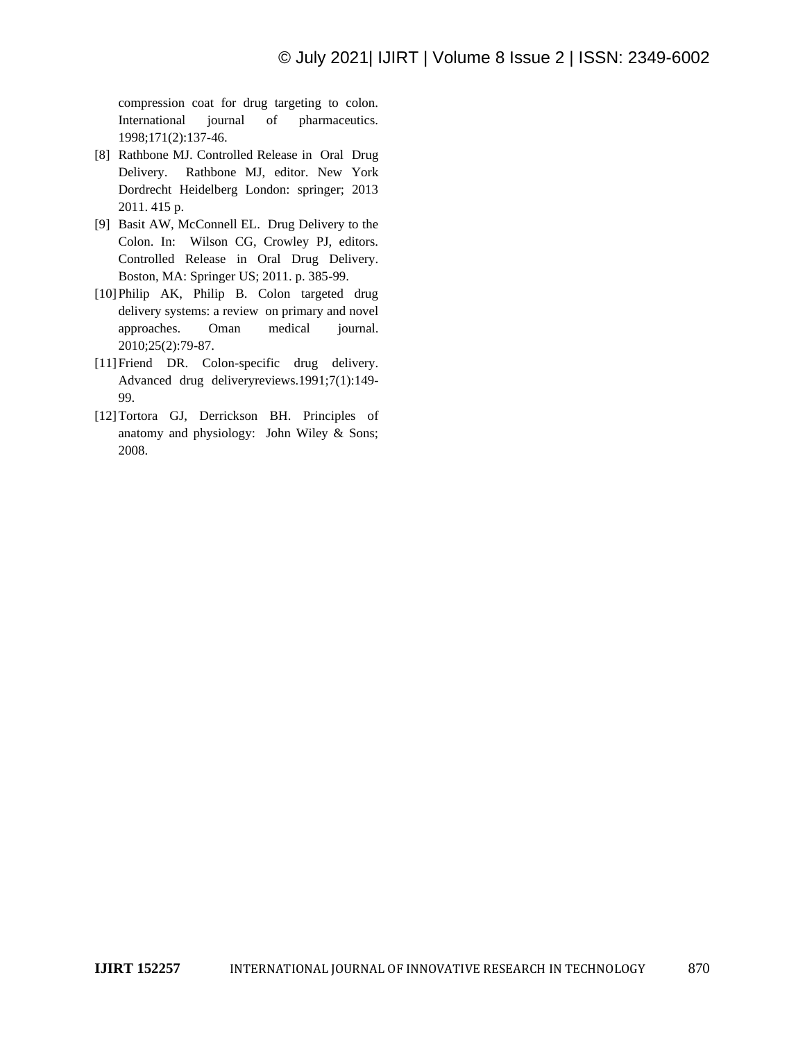compression coat for drug targeting to colon. International journal of pharmaceutics. 1998;171(2):137-46.

[8] Rathbone MJ. Controlled Release in Oral Drug Delivery. Rathbone MJ, editor. New York Dordrecht Heidelberg London: springer; 2013 2011. 415 p.

[9] Basit AW, McConnell EL. Drug Delivery to the Colon. In: Wilson CG, Crowley PJ, editors. Controlled Release in Oral Drug Delivery. Boston, MA: Springer US; 2011. p. 385-99.

[10] Philip AK, Philip B. Colon targeted drug delivery systems: a review on primary and novel approaches. Oman medical journal. 2010;25(2):79-87.

[11] Friend DR. Colon-specific drug delivery. Advanced drug deliveryreviews.1991;7(1):149-99.

[12] Tortora GJ, Derrickson BH. Principles of anatomy and physiology: John Wiley & Sons; 2008.